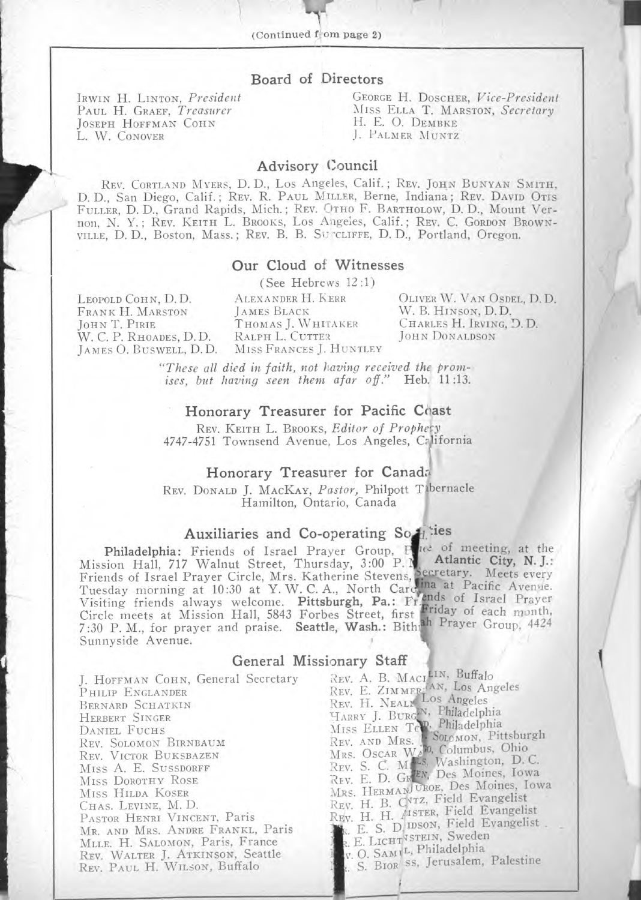(Continued from page 2)

## Board of Directors

IRWIN H. LINTON, *President*
PAUL H. GRAEF, *Treasurer*
JOSEPH HOFFMAN COHN
L. W. CONOVER
GEORGE H. DOSCHER, *Vice-President*
MISS ELLA T. MARSTON, *Secretary*
H. E. O. DEMBKE
J. PALMER MUNTZ

## Advisory Council

REV. CORTLAND MYERS, D. D., Los Angeles, Calif.; REV. JOHN BUNYAN SMITH, D. D., San Diego, Calif.; REV. R. PAUL MILLER, Berne, Indiana; REV. DAVID OTIS FULLER, D. D., Grand Rapids, Mich.; REV. OTHO F. BARTHOLOW, D. D., Mount Vernon, N. Y.; REV. KEITH L. BROOKS, Los Angeles, Calif.; REV. C. GORDON BROWNVILLE, D. D., Boston, Mass.; REV. B. B. SU CLIFFE, D. D., Portland, Oregon.

## Our Cloud of Witnesses

(See Hebrews 12:1)

LEOPOLD COHN, D. D.
FRANK H. MARSTON
JOHN T. PIRIE
W. C. P. RHOADES, D. D.
JAMES O. BUSWELL, D. D.
ALEXANDER H. KERR
JAMES BLACK
THOMAS J. WHITAKER
RALPH L. CUTTER
MISS FRANCES J. HUNTLEY
OLIVER W. VAN OSDEL, D. D.
W. B. HINSON, D. D.
CHARLES H. IRVING, D. D.
JOHN DONALDSON

*"These all died in faith, not having received the promises, but having seen them afar off."* Heb. 11:13.

## Honorary Treasurer for Pacific Coast

REV. KEITH L. BROOKS, *Editor of Prophecy*
4747-4751 Townsend Avenue, Los Angeles, California

## Honorary Treasurer for Canada

REV. DONALD J. MACKAY, *Pastor*, Philpott Tabernacle
Hamilton, Ontario, Canada

## Auxiliaries and Co-operating Societies

**Philadelphia:** Friends of Israel Prayer Group, Place of meeting, at the Mission Hall, 717 Walnut Street, Thursday, 3:00 P. M. **Atlantic City, N. J.:** Friends of Israel Prayer Circle, Mrs. Katherine Stevens, Secretary. Meets every Tuesday morning at 10:30 at Y. W. C. A., North Carolina at Pacific Avenue. Visiting friends always welcome. **Pittsburgh, Pa.:** Friends of Israel Prayer Circle meets at Mission Hall, 5843 Forbes Street, first Friday of each month, 7:30 P. M., for prayer and praise. **Seattle, Wash.:** Bith ah Prayer Group, 4424 Sunnyside Avenue.

## General Missionary Staff

J. HOFFMAN COHN, General Secretary
PHILIP ENGLANDER
BERNARD SCHATKIN
HERBERT SINGER
DANIEL FUCHS
REV. SOLOMON BIRNBAUM
REV. VICTOR BUKSBAZEN
MISS A. E. SUSSDORFF
MISS DOROTHY ROSE
MISS HILDA KOSER
CHAS. LEVINE, M. D.
PASTOR HENRI VINCENT, Paris
MR. AND MRS. ANDRE FRANKL, Paris
MLLE. H. SALOMON, Paris, France
REV. WALTER J. ATKINSON, Seattle
REV. PAUL H. WILSON, Buffalo
REV. A. B. MACHLIN, Buffalo
REV. E. ZIMMERMAN, Los Angeles
REV. H. NEAL Los Angeles
HARRY J. BURG N, Philadelphia
MISS ELLEN TE P, Philadelphia
REV. AND MRS. SOLOMON, Pittsburgh
MRS. OSCAR WA O, Columbus, Ohio
REV. S. C. M LS, Washington, D. C.
REV. E. D. GREEN, Des Moines, Iowa
MRS. HERMAN UROE, Des Moines, Iowa
REV. H. B. C NTZ, Field Evangelist
REV. H. H. ISTER, Field Evangelist
R. E. S. D IDSON, Field Evangelist
R. E. LICHT STEIN, Sweden
V. O. SAMUL, Philadelphia
S. BIOR SS, Jerusalem, Palestine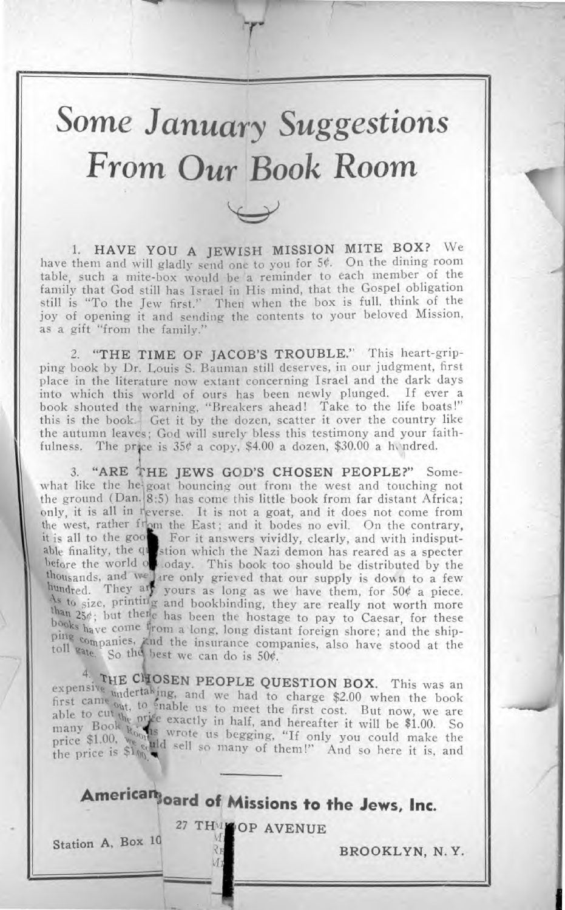# Some January Suggestions From Our Book Room

1. **HAVE YOU A JEWISH MISSION MITE BOX?** We have them and will gladly send one to you for 5¢. On the dining room table, such a mite-box would be a reminder to each member of the family that God still has Israel in His mind, that the Gospel obligation still is "To the Jew first." Then when the box is full, think of the joy of opening it and sending the contents to your beloved Mission, as a gift "from the family."

2. **"THE TIME OF JACOB'S TROUBLE."** This heart-gripping book by Dr. Louis S. Bauman still deserves, in our judgment, first place in the literature now extant concerning Israel and the dark days into which this world of ours has been newly plunged. If ever a book shouted the warning, "Breakers ahead! Take to the life boats!" this is the book. Get it by the dozen, scatter it over the country like the autumn leaves; God will surely bless this testimony and your faithfulness. The price is 35¢ a copy, $4.00 a dozen, $30.00 a hundred.

3. **"ARE THE JEWS GOD'S CHOSEN PEOPLE?"** Somewhat like the he-goat bouncing out from the west and touching not the ground (Dan. 8:5) has come this little book from far distant Africa; only, it is all in reverse. It is not a goat, and it does not come from the west, rather from the East; and it bodes no evil. On the contrary, it is all to the good. For it answers vividly, clearly, and with indisputable finality, the question which the Nazi demon has reared as a specter before the world of today. This book too should be distributed by the thousands, and we are only grieved that our supply is down to a few hundred. They are yours as long as we have them, for 50¢ a piece. As to size, printing and bookbinding, they are really not worth more than 25¢; but there has been the hostage to pay to Caesar, for these books have come from a long, long distant foreign shore; and the shipping companies, and the insurance companies, also have stood at the toll gate. So the best we can do is 50¢.

4. **THE CHOSEN PEOPLE QUESTION BOX.** This was an expensive undertaking, and we had to charge $2.00 when the book first came out, to enable us to meet the first cost. But now, we are able to cut the price exactly in half, and hereafter it will be $1.00. So many Book Rooms wrote us begging, "If only you could make the price $1.00, we could sell so many of them!" And so here it is, and the price is $1.00.

---

**American Board of Missions to the Jews, Inc.**

27 THROOP AVENUE

Station A, Box 10

BROOKLYN, N. Y.